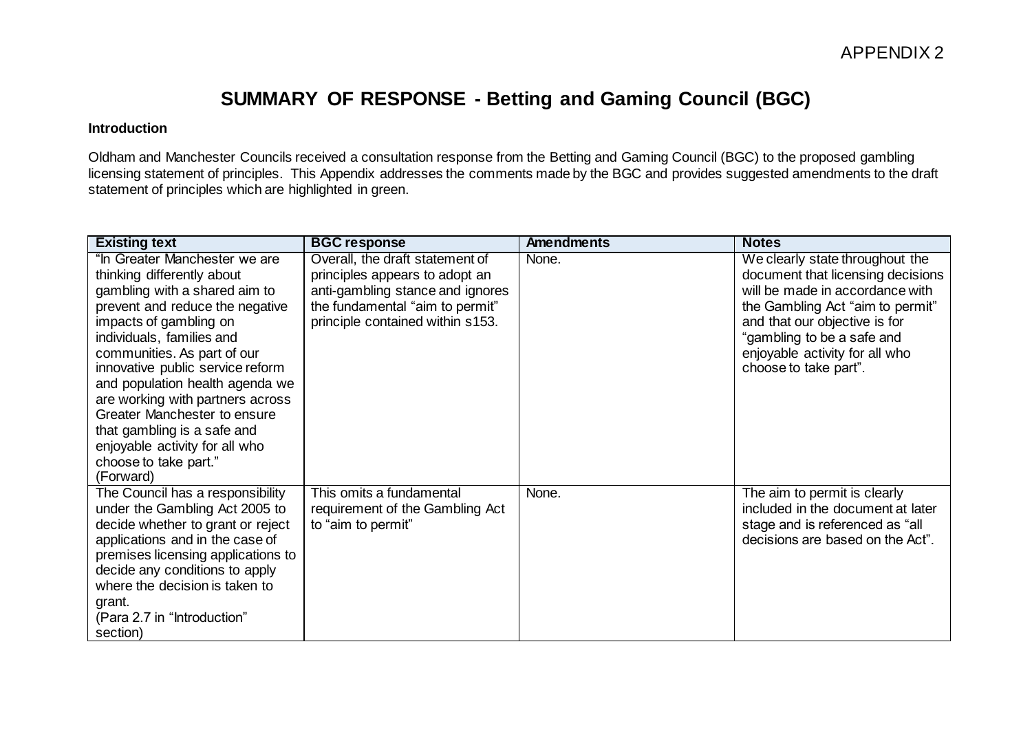APPENDIX 2

# SUMMARY OF RESPONSE - Betting and Gaming Council (BGC)

**Introduction**

Oldham and Manchester Councils received a consultation response from the Betting and Gaming Council (BGC) to the proposed gambling licensing statement of principles. This Appendix addresses the comments made by the BGC and provides suggested amendments to the draft statement of principles which are highlighted in green.

| Existing text | BGC response | Amendments | Notes |
|---|---|---|---|
| "In Greater Manchester we are thinking differently about gambling with a shared aim to prevent and reduce the negative impacts of gambling on individuals, families and communities. As part of our innovative public service reform and population health agenda we are working with partners across Greater Manchester to ensure that gambling is a safe and enjoyable activity for all who choose to take part."<br>(Forward) | Overall, the draft statement of principles appears to adopt an anti-gambling stance and ignores the fundamental "aim to permit" principle contained within s153. | None. | We clearly state throughout the document that licensing decisions will be made in accordance with the Gambling Act "aim to permit" and that our objective is for "gambling to be a safe and enjoyable activity for all who choose to take part". |
| The Council has a responsibility under the Gambling Act 2005 to decide whether to grant or reject applications and in the case of premises licensing applications to decide any conditions to apply where the decision is taken to grant.<br>(Para 2.7 in "Introduction" section) | This omits a fundamental requirement of the Gambling Act to "aim to permit" | None. | The aim to permit is clearly included in the document at later stage and is referenced as "all decisions are based on the Act". |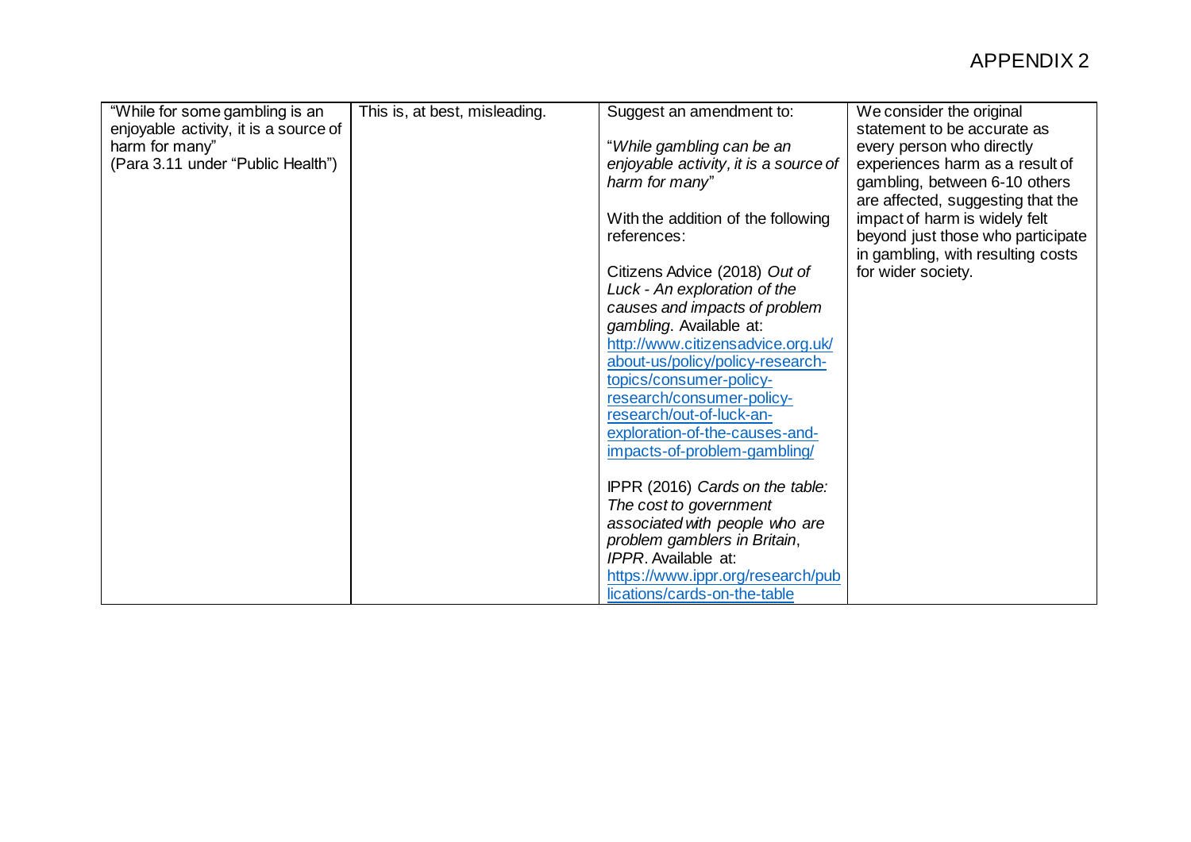# APPENDIX 2

| | | | |
|---|---|---|---|
| "While for some gambling is an enjoyable activity, it is a source of harm for many" (Para 3.11 under "Public Health") | This is, at best, misleading. | Suggest an amendment to:<br><br>"*While gambling can be an enjoyable activity, it is a source of harm for many*"<br><br>With the addition of the following references:<br><br>Citizens Advice (2018) *Out of Luck - An exploration of the causes and impacts of problem gambling*. Available at: [http://www.citizensadvice.org.uk/about-us/policy/policy-research-topics/consumer-policy-research/consumer-policy-research/out-of-luck-an-exploration-of-the-causes-and-impacts-of-problem-gambling/](http://www.citizensadvice.org.uk/about-us/policy/policy-research-topics/consumer-policy-research/consumer-policy-research/out-of-luck-an-exploration-of-the-causes-and-impacts-of-problem-gambling/)<br><br>IPPR (2016) *Cards on the table: The cost to government associated with people who are problem gamblers in Britain*, *IPPR*. Available at: [https://www.ippr.org/research/publications/cards-on-the-table](https://www.ippr.org/research/publications/cards-on-the-table) | We consider the original statement to be accurate as every person who directly experiences harm as a result of gambling, between 6-10 others are affected, suggesting that the impact of harm is widely felt beyond just those who participate in gambling, with resulting costs for wider society. |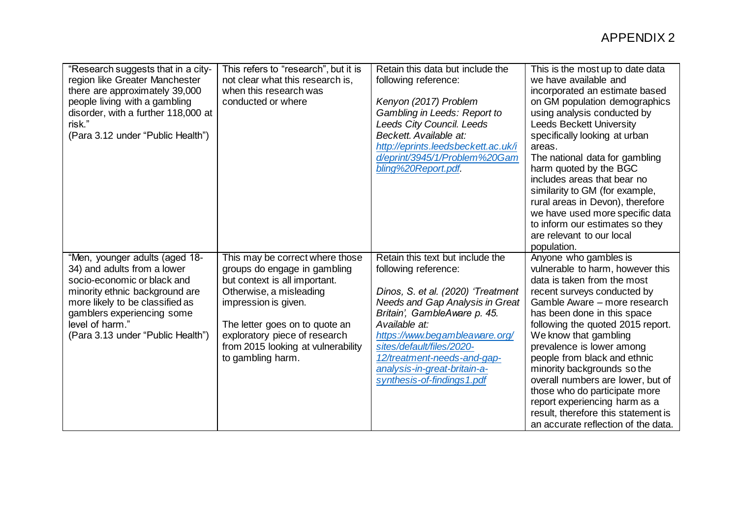# APPENDIX 2

| | | | |
|---|---|---|---|
| "Research suggests that in a city-region like Greater Manchester there are approximately 39,000 people living with a gambling disorder, with a further 118,000 at risk."<br>(Para 3.12 under "Public Health") | This refers to "research", but it is not clear what this research is, when this research was conducted or where | Retain this data but include the following reference:<br><br>*Kenyon (2017) Problem Gambling in Leeds: Report to Leeds City Council. Leeds Beckett. Available at: [http://eprints.leedsbeckett.ac.uk/id/eprint/3945/1/Problem%20Gambling%20Report.pdf](http://eprints.leedsbeckett.ac.uk/id/eprint/3945/1/Problem%20Gambling%20Report.pdf).* | This is the most up to date data we have available and incorporated an estimate based on GM population demographics using analysis conducted by Leeds Beckett University specifically looking at urban areas.<br>The national data for gambling harm quoted by the BGC includes areas that bear no similarity to GM (for example, rural areas in Devon), therefore we have used more specific data to inform our estimates so they are relevant to our local population. |
| "Men, younger adults (aged 18-34) and adults from a lower socio-economic or black and minority ethnic background are more likely to be classified as gamblers experiencing some level of harm."<br>(Para 3.13 under "Public Health") | This may be correct where those groups do engage in gambling but context is all important. Otherwise, a misleading impression is given.<br><br>The letter goes on to quote an exploratory piece of research from 2015 looking at vulnerability to gambling harm. | Retain this text but include the following reference:<br><br>*Dinos, S. et al. (2020) 'Treatment Needs and Gap Analysis in Great Britain', GambleAware p. 45. Available at: [https://www.begambleaware.org/sites/default/files/2020-12/treatment-needs-and-gap-analysis-in-great-britain-a-synthesis-of-findings1.pdf](https://www.begambleaware.org/sites/default/files/2020-12/treatment-needs-and-gap-analysis-in-great-britain-a-synthesis-of-findings1.pdf)* | Anyone who gambles is vulnerable to harm, however this data is taken from the most recent surveys conducted by Gamble Aware – more research has been done in this space following the quoted 2015 report. We know that gambling prevalence is lower among people from black and ethnic minority backgrounds so the overall numbers are lower, but of those who do participate more report experiencing harm as a result, therefore this statement is an accurate reflection of the data. |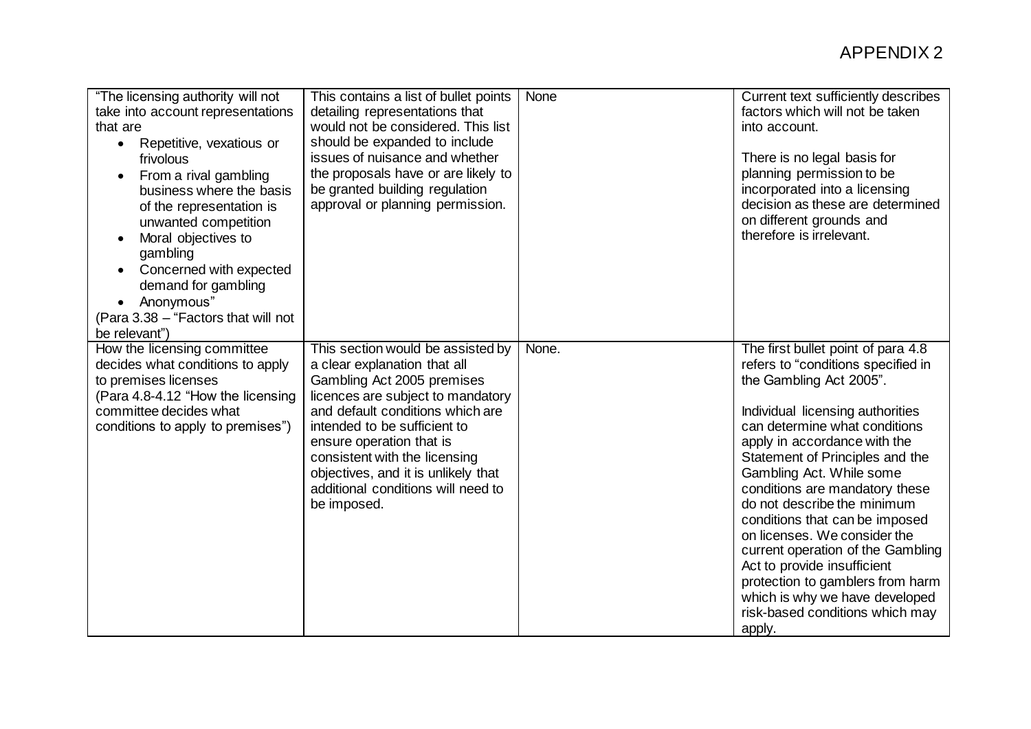APPENDIX 2

| | | | |
|---|---|---|---|
| "The licensing authority will not take into account representations that are<br>• Repetitive, vexatious or frivolous<br>• From a rival gambling business where the basis of the representation is unwanted competition<br>• Moral objectives to gambling<br>• Concerned with expected demand for gambling<br>• Anonymous"<br>(Para 3.38 – "Factors that will not be relevant") | This contains a list of bullet points detailing representations that would not be considered. This list should be expanded to include issues of nuisance and whether the proposals have or are likely to be granted building regulation approval or planning permission. | None | Current text sufficiently describes factors which will not be taken into account.<br><br>There is no legal basis for planning permission to be incorporated into a licensing decision as these are determined on different grounds and therefore is irrelevant. |
| How the licensing committee decides what conditions to apply to premises licenses<br>(Para 4.8-4.12 "How the licensing committee decides what conditions to apply to premises") | This section would be assisted by a clear explanation that all Gambling Act 2005 premises licences are subject to mandatory and default conditions which are intended to be sufficient to ensure operation that is consistent with the licensing objectives, and it is unlikely that additional conditions will need to be imposed. | None. | The first bullet point of para 4.8 refers to "conditions specified in the Gambling Act 2005".<br><br>Individual licensing authorities can determine what conditions apply in accordance with the Statement of Principles and the Gambling Act. While some conditions are mandatory these do not describe the minimum conditions that can be imposed on licenses. We consider the current operation of the Gambling Act to provide insufficient protection to gamblers from harm which is why we have developed risk-based conditions which may apply. |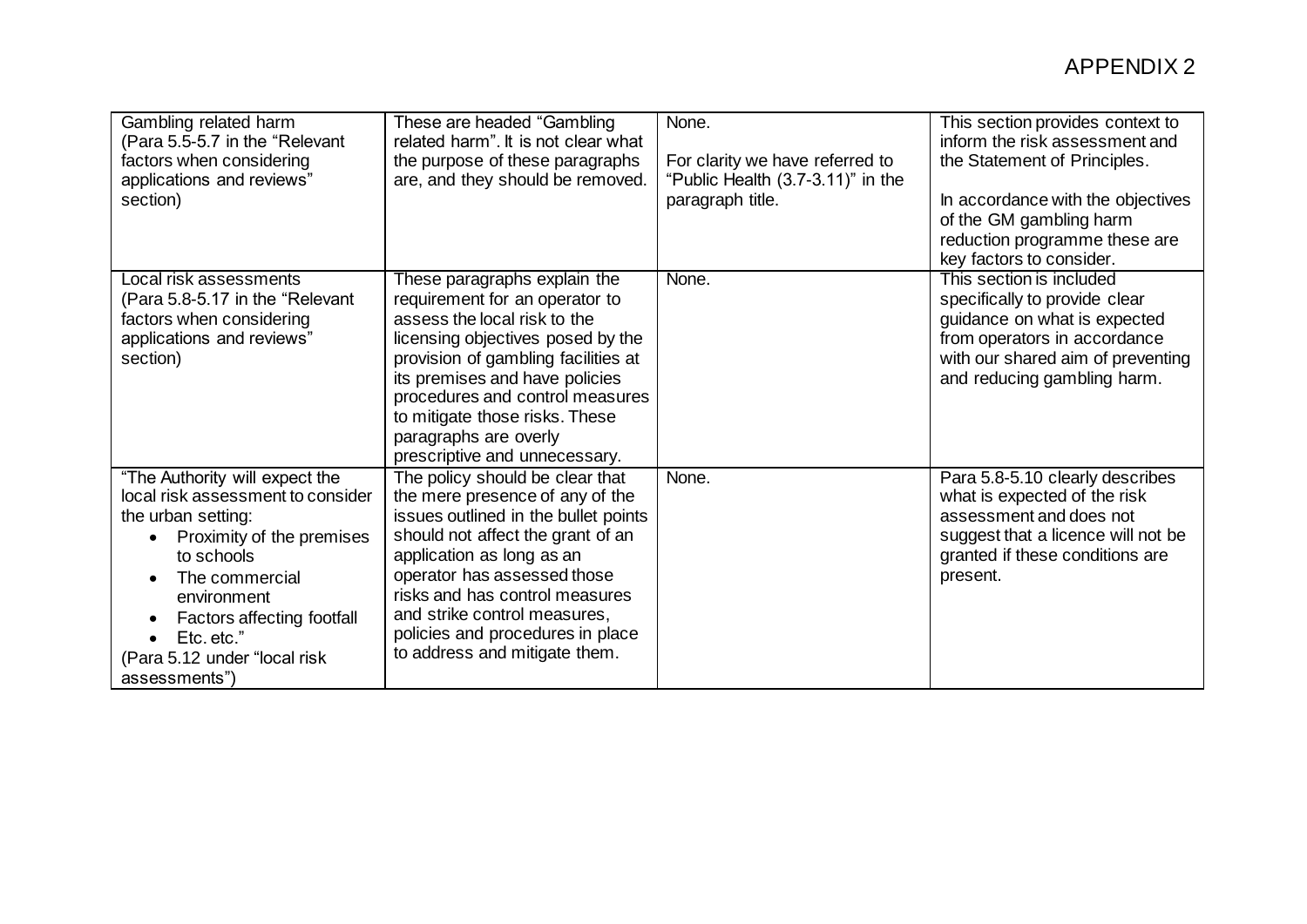APPENDIX 2

| | | | |
|---|---|---|---|
| Gambling related harm (Para 5.5-5.7 in the "Relevant factors when considering applications and reviews" section) | These are headed "Gambling related harm". It is not clear what the purpose of these paragraphs are, and they should be removed. | None.<br><br>For clarity we have referred to "Public Health (3.7-3.11)" in the paragraph title. | This section provides context to inform the risk assessment and the Statement of Principles.<br><br>In accordance with the objectives of the GM gambling harm reduction programme these are key factors to consider. |
| Local risk assessments (Para 5.8-5.17 in the "Relevant factors when considering applications and reviews" section) | These paragraphs explain the requirement for an operator to assess the local risk to the licensing objectives posed by the provision of gambling facilities at its premises and have policies procedures and control measures to mitigate those risks. These paragraphs are overly prescriptive and unnecessary. | None. | This section is included specifically to provide clear guidance on what is expected from operators in accordance with our shared aim of preventing and reducing gambling harm. |
| "The Authority will expect the local risk assessment to consider the urban setting:<br>• Proximity of the premises to schools<br>• The commercial environment<br>• Factors affecting footfall<br>• Etc. etc."<br>(Para 5.12 under "local risk assessments") | The policy should be clear that the mere presence of any of the issues outlined in the bullet points should not affect the grant of an application as long as an operator has assessed those risks and has control measures and strike control measures, policies and procedures in place to address and mitigate them. | None. | Para 5.8-5.10 clearly describes what is expected of the risk assessment and does not suggest that a licence will not be granted if these conditions are present. |